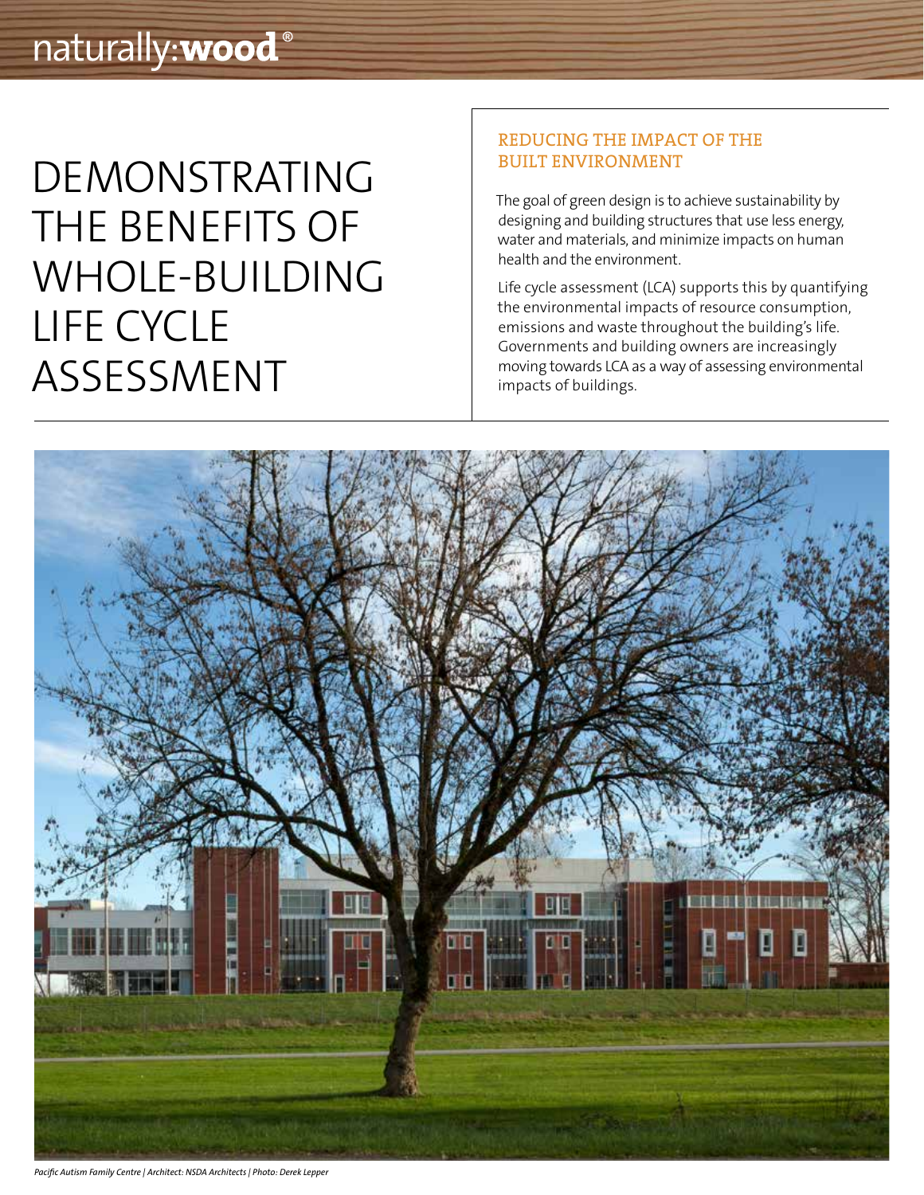naturally:**wood**®

# DEMONSTRATING THE BENEFITS OF WHOLE-BUILDING LIFE CYCLE ASSESSMENT

## REDUCING THE IMPACT OF THE BUILT ENVIRONMENT

The goal of green design is to achieve sustainability by designing and building structures that use less energy, water and materials, and minimize impacts on human health and the environment.

Life cycle assessment (LCA) supports this by quantifying the environmental impacts of resource consumption, emissions and waste throughout the building's life. Governments and building owners are increasingly moving towards LCA as a way of assessing environmental impacts of buildings.

*Pacific Autism Family Centre | Architect: NSDA Architects | Photo: Derek Lepper*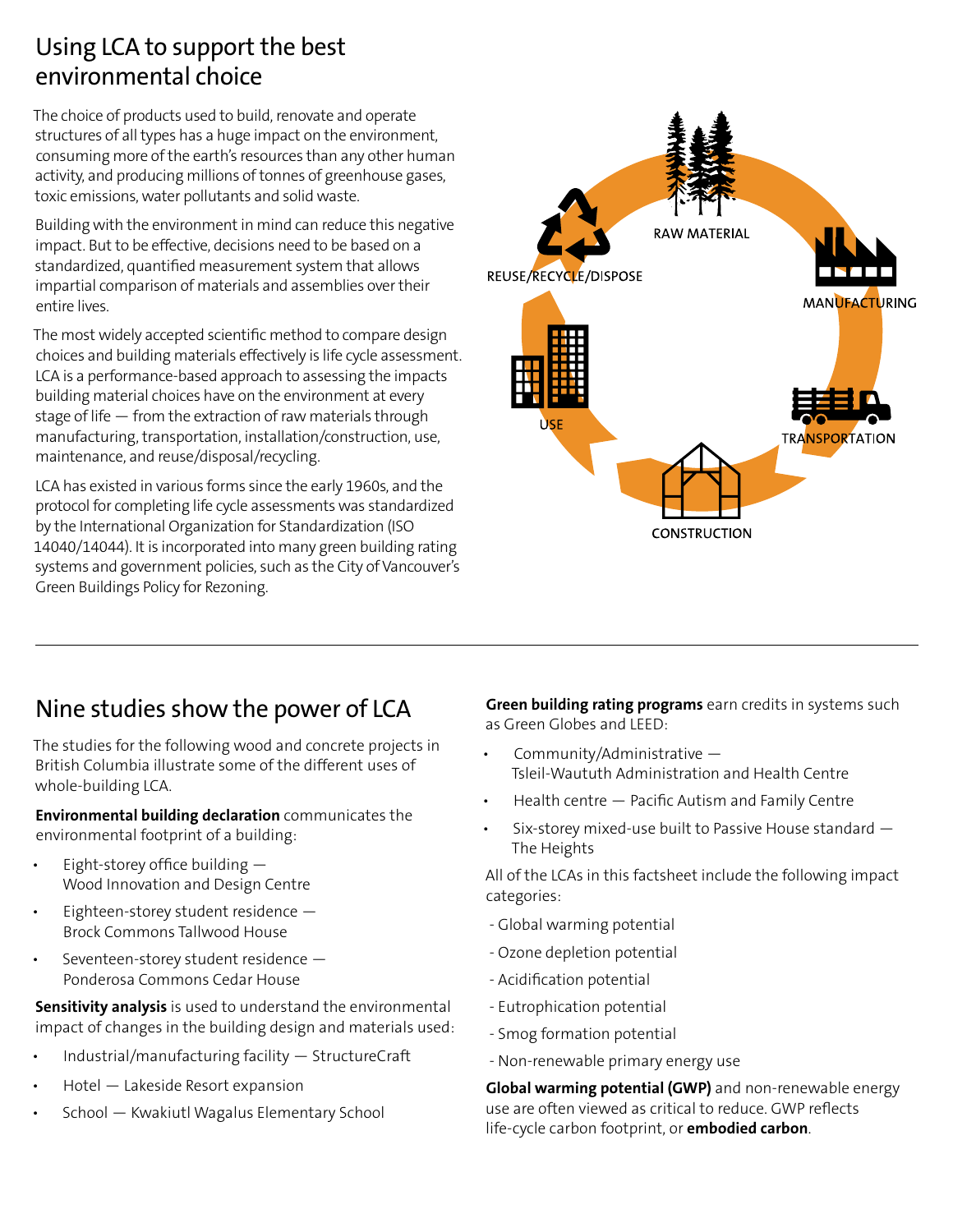## Using LCA to support the best environmental choice

The choice of products used to build, renovate and operate structures of all types has a huge impact on the environment, consuming more of the earth's resources than any other human activity, and producing millions of tonnes of greenhouse gases, toxic emissions, water pollutants and solid waste.

Building with the environment in mind can reduce this negative impact. But to be effective, decisions need to be based on a standardized, quantified measurement system that allows impartial comparison of materials and assemblies over their entire lives.

The most widely accepted scientific method to compare design choices and building materials effectively is life cycle assessment. LCA is a performance-based approach to assessing the impacts building material choices have on the environment at every stage of life — from the extraction of raw materials through manufacturing, transportation, installation/construction, use, maintenance, and reuse/disposal/recycling.

LCA has existed in various forms since the early 1960s, and the protocol for completing life cycle assessments was standardized by the International Organization for Standardization (ISO 14040/14044). It is incorporated into many green building rating systems and government policies, such as the City of Vancouver's Green Buildings Policy for Rezoning.

RAW MATERIAL

MANUFACTURING

TRANSPORTATION

CONSTRUCTION

USE

REUSE/RECYCLE/DISPOSE

## Nine studies show the power of LCA

The studies for the following wood and concrete projects in British Columbia illustrate some of the different uses of whole-building LCA.

**Environmental building declaration** communicates the environmental footprint of a building:

- Eight-storey office building — Wood Innovation and Design Centre
- Eighteen-storey student residence — Brock Commons Tallwood House
- Seventeen-storey student residence — Ponderosa Commons Cedar House

**Sensitivity analysis** is used to understand the environmental impact of changes in the building design and materials used:

- Industrial/manufacturing facility — StructureCraft
- Hotel — Lakeside Resort expansion
- School — Kwakiutl Wagalus Elementary School

**Green building rating programs** earn credits in systems such as Green Globes and LEED:

- Community/Administrative — Tsleil-Waututh Administration and Health Centre
- Health centre — Pacific Autism and Family Centre
- Six-storey mixed-use built to Passive House standard — The Heights

All of the LCAs in this factsheet include the following impact categories:

- Global warming potential
- Ozone depletion potential
- Acidification potential
- Eutrophication potential
- Smog formation potential
- Non-renewable primary energy use

**Global warming potential (GWP)** and non-renewable energy use are often viewed as critical to reduce. GWP reflects life-cycle carbon footprint, or **embodied carbon**.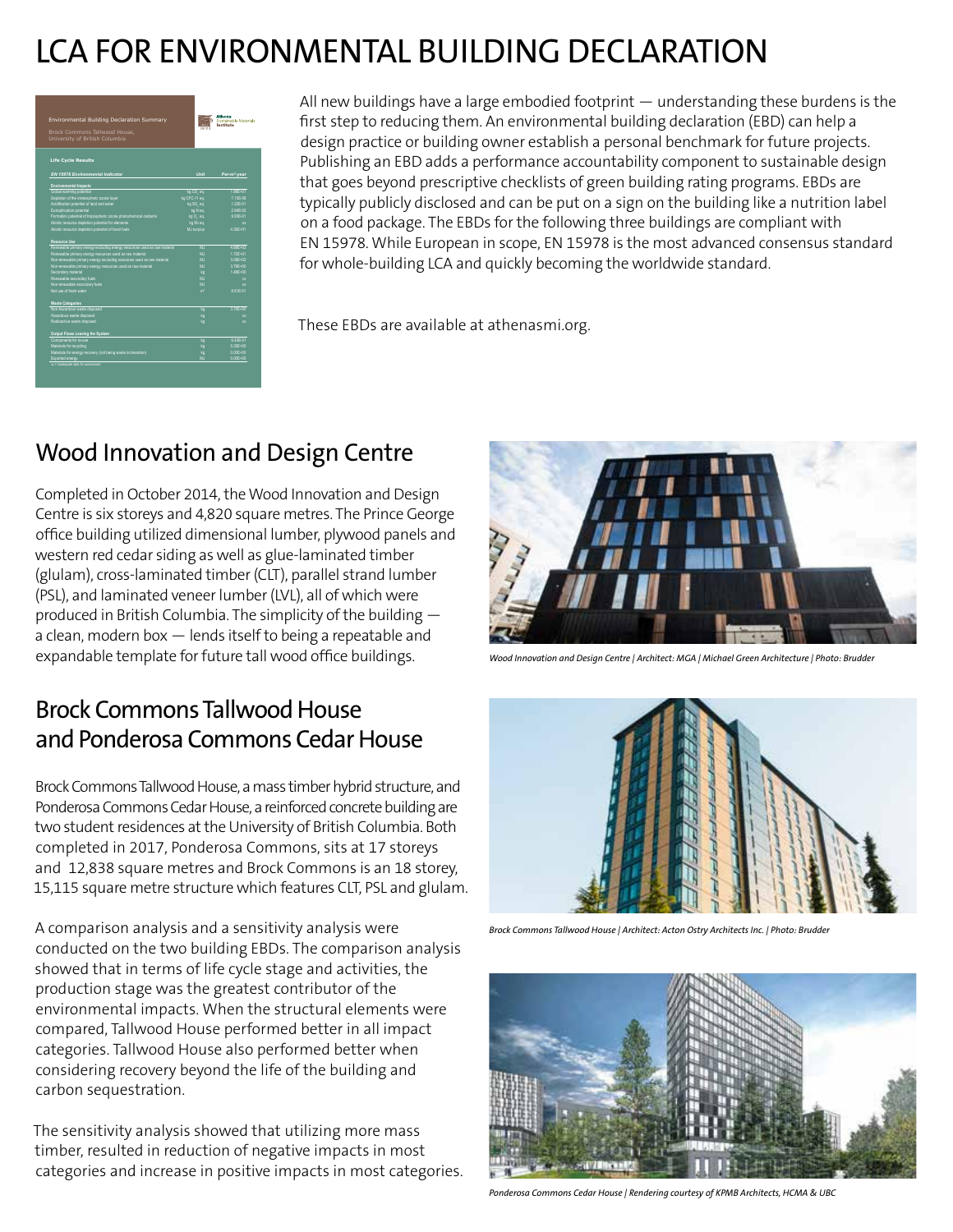# LCA FOR ENVIRONMENTAL BUILDING DECLARATION

All new buildings have a large embodied footprint — understanding these burdens is the first step to reducing them. An environmental building declaration (EBD) can help a design practice or building owner establish a personal benchmark for future projects. Publishing an EBD adds a performance accountability component to sustainable design that goes beyond prescriptive checklists of green building rating programs. EBDs are typically publicly disclosed and can be put on a sign on the building like a nutrition label on a food package. The EBDs for the following three buildings are compliant with EN 15978. While European in scope, EN 15978 is the most advanced consensus standard for whole-building LCA and quickly becoming the worldwide standard.

These EBDs are available at athenasmi.org.

## Wood Innovation and Design Centre

Completed in October 2014, the Wood Innovation and Design Centre is six storeys and 4,820 square metres. The Prince George office building utilized dimensional lumber, plywood panels and western red cedar siding as well as glue-laminated timber (glulam), cross-laminated timber (CLT), parallel strand lumber (PSL), and laminated veneer lumber (LVL), all of which were produced in British Columbia. The simplicity of the building — a clean, modern box — lends itself to being a repeatable and expandable template for future tall wood office buildings.

*Wood Innovation and Design Centre | Architect: MGA | Michael Green Architecture | Photo: Brudder*

## Brock Commons Tallwood House and Ponderosa Commons Cedar House

Brock Commons Tallwood House, a mass timber hybrid structure, and Ponderosa Commons Cedar House, a reinforced concrete building are two student residences at the University of British Columbia. Both completed in 2017, Ponderosa Commons, sits at 17 storeys and 12,838 square metres and Brock Commons is an 18 storey, 15,115 square metre structure which features CLT, PSL and glulam.

A comparison analysis and a sensitivity analysis were conducted on the two building EBDs. The comparison analysis showed that in terms of life cycle stage and activities, the production stage was the greatest contributor of the environmental impacts. When the structural elements were compared, Tallwood House performed better in all impact categories. Tallwood House also performed better when considering recovery beyond the life of the building and carbon sequestration.

The sensitivity analysis showed that utilizing more mass timber, resulted in reduction of negative impacts in most categories and increase in positive impacts in most categories.

*Brock Commons Tallwood House | Architect: Acton Ostry Architects Inc. | Photo: Brudder*

*Ponderosa Commons Cedar House | Rendering courtesy of KPMB Architects, HCMA & UBC*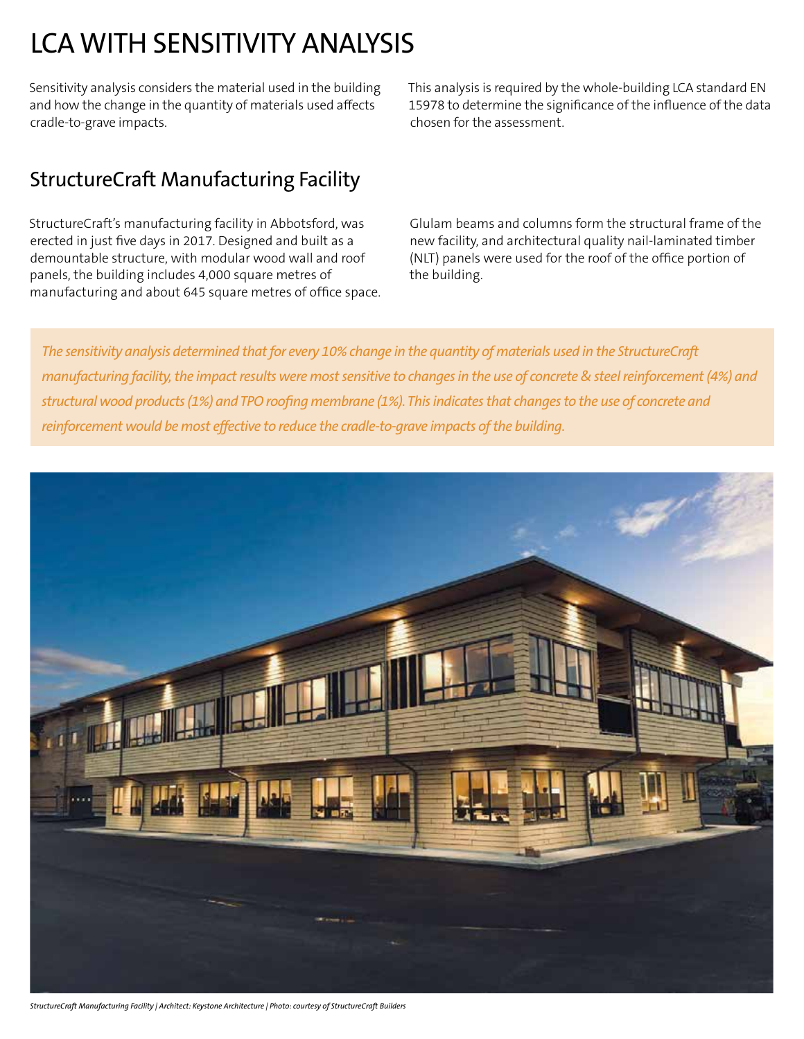# LCA WITH SENSITIVITY ANALYSIS

Sensitivity analysis considers the material used in the building and how the change in the quantity of materials used affects cradle-to-grave impacts.

This analysis is required by the whole-building LCA standard EN 15978 to determine the significance of the influence of the data chosen for the assessment.

## StructureCraft Manufacturing Facility

StructureCraft's manufacturing facility in Abbotsford, was erected in just five days in 2017. Designed and built as a demountable structure, with modular wood wall and roof panels, the building includes 4,000 square metres of manufacturing and about 645 square metres of office space.

Glulam beams and columns form the structural frame of the new facility, and architectural quality nail-laminated timber (NLT) panels were used for the roof of the office portion of the building.

*The sensitivity analysis determined that for every 10% change in the quantity of materials used in the StructureCraft manufacturing facility, the impact results were most sensitive to changes in the use of concrete & steel reinforcement (4%) and structural wood products (1%) and TPO roofing membrane (1%). This indicates that changes to the use of concrete and reinforcement would be most effective to reduce the cradle-to-grave impacts of the building.*

*StructureCraft Manufacturing Facility | Architect: Keystone Architecture | Photo: courtesy of StructureCraft Builders*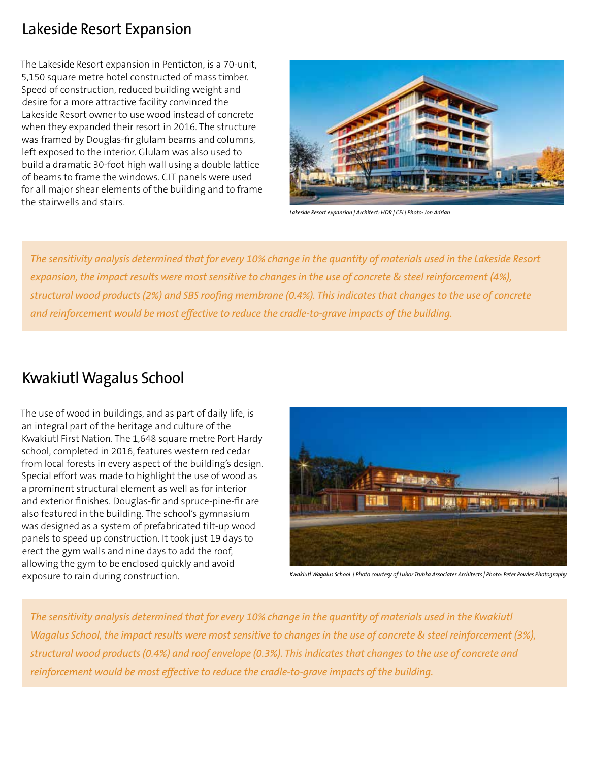## Lakeside Resort Expansion

The Lakeside Resort expansion in Penticton, is a 70-unit, 5,150 square metre hotel constructed of mass timber. Speed of construction, reduced building weight and desire for a more attractive facility convinced the Lakeside Resort owner to use wood instead of concrete when they expanded their resort in 2016. The structure was framed by Douglas-fir glulam beams and columns, left exposed to the interior. Glulam was also used to build a dramatic 30-foot high wall using a double lattice of beams to frame the windows. CLT panels were used for all major shear elements of the building and to frame the stairwells and stairs.

*Lakeside Resort expansion | Architect: HDR | CEI | Photo: Jon Adrian*

*The sensitivity analysis determined that for every 10% change in the quantity of materials used in the Lakeside Resort expansion, the impact results were most sensitive to changes in the use of concrete & steel reinforcement (4%), structural wood products (2%) and SBS roofing membrane (0.4%). This indicates that changes to the use of concrete and reinforcement would be most effective to reduce the cradle-to-grave impacts of the building.*

## Kwakiutl Wagalus School

The use of wood in buildings, and as part of daily life, is an integral part of the heritage and culture of the Kwakiutl First Nation. The 1,648 square metre Port Hardy school, completed in 2016, features western red cedar from local forests in every aspect of the building's design. Special effort was made to highlight the use of wood as a prominent structural element as well as for interior and exterior finishes. Douglas-fir and spruce-pine-fir are also featured in the building. The school's gymnasium was designed as a system of prefabricated tilt-up wood panels to speed up construction. It took just 19 days to erect the gym walls and nine days to add the roof, allowing the gym to be enclosed quickly and avoid exposure to rain during construction.

*Kwakiutl Wagalus School | Photo courtesy of Lubor Trubka Associates Architects | Photo: Peter Powles Photography*

*The sensitivity analysis determined that for every 10% change in the quantity of materials used in the Kwakiutl Wagalus School, the impact results were most sensitive to changes in the use of concrete & steel reinforcement (3%), structural wood products (0.4%) and roof envelope (0.3%). This indicates that changes to the use of concrete and reinforcement would be most effective to reduce the cradle-to-grave impacts of the building.*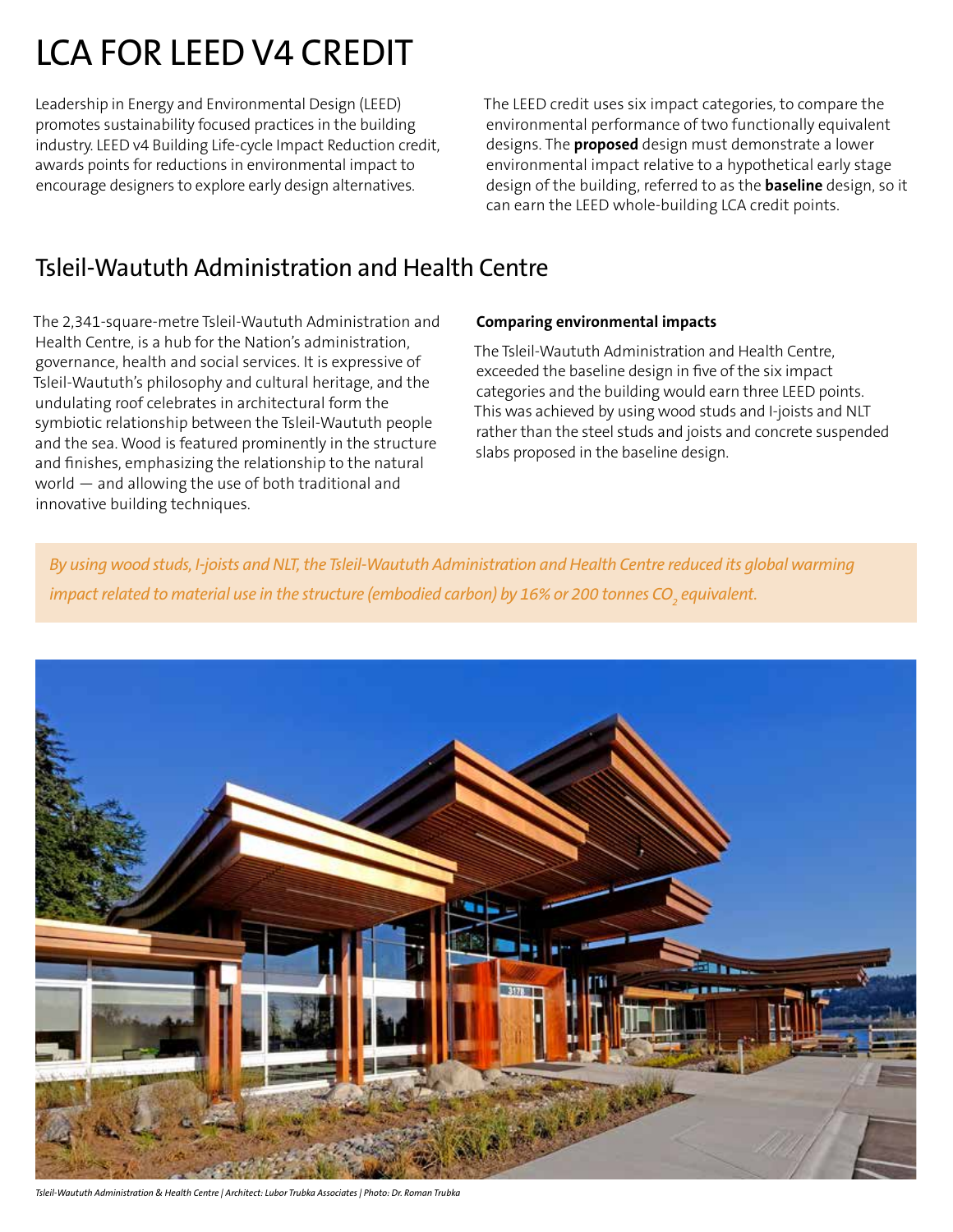# LCA FOR LEED V4 CREDIT

Leadership in Energy and Environmental Design (LEED) promotes sustainability focused practices in the building industry. LEED v4 Building Life-cycle Impact Reduction credit, awards points for reductions in environmental impact to encourage designers to explore early design alternatives.

The LEED credit uses six impact categories, to compare the environmental performance of two functionally equivalent designs. The **proposed** design must demonstrate a lower environmental impact relative to a hypothetical early stage design of the building, referred to as the **baseline** design, so it can earn the LEED whole-building LCA credit points.

## Tsleil-Waututh Administration and Health Centre

The 2,341-square-metre Tsleil-Waututh Administration and Health Centre, is a hub for the Nation's administration, governance, health and social services. It is expressive of Tsleil-Waututh's philosophy and cultural heritage, and the undulating roof celebrates in architectural form the symbiotic relationship between the Tsleil-Waututh people and the sea. Wood is featured prominently in the structure and finishes, emphasizing the relationship to the natural world — and allowing the use of both traditional and innovative building techniques.

**Comparing environmental impacts**

The Tsleil-Waututh Administration and Health Centre, exceeded the baseline design in five of the six impact categories and the building would earn three LEED points. This was achieved by using wood studs and I-joists and NLT rather than the steel studs and joists and concrete suspended slabs proposed in the baseline design.

*By using wood studs, I-joists and NLT, the Tsleil-Waututh Administration and Health Centre reduced its global warming impact related to material use in the structure (embodied carbon) by 16% or 200 tonnes $CO_2$ equivalent.*

*Tsleil-Waututh Administration & Health Centre | Architect: Lubor Trubka Associates | Photo: Dr. Roman Trubka*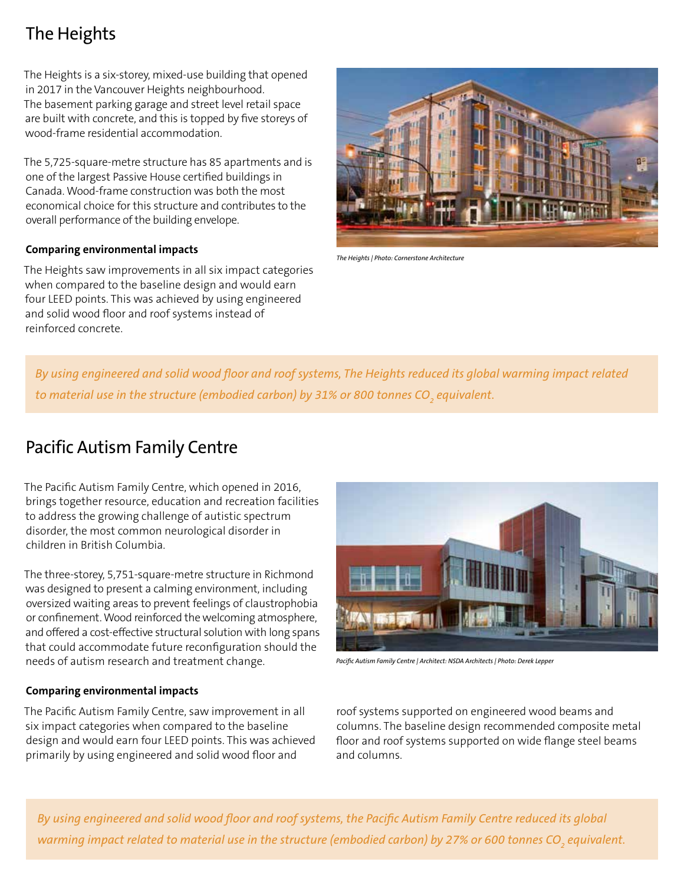## The Heights

The Heights is a six-storey, mixed-use building that opened in 2017 in the Vancouver Heights neighbourhood. The basement parking garage and street level retail space are built with concrete, and this is topped by five storeys of wood-frame residential accommodation.

The 5,725-square-metre structure has 85 apartments and is one of the largest Passive House certified buildings in Canada. Wood-frame construction was both the most economical choice for this structure and contributes to the overall performance of the building envelope.

*The Heights | Photo: Cornerstone Architecture*

**Comparing environmental impacts**

The Heights saw improvements in all six impact categories when compared to the baseline design and would earn four LEED points. This was achieved by using engineered and solid wood floor and roof systems instead of reinforced concrete.

*By using engineered and solid wood floor and roof systems, The Heights reduced its global warming impact related to material use in the structure (embodied carbon) by 31% or 800 tonnes $CO_2$ equivalent.*

## Pacific Autism Family Centre

The Pacific Autism Family Centre, which opened in 2016, brings together resource, education and recreation facilities to address the growing challenge of autistic spectrum disorder, the most common neurological disorder in children in British Columbia.

The three-storey, 5,751-square-metre structure in Richmond was designed to present a calming environment, including oversized waiting areas to prevent feelings of claustrophobia or confinement. Wood reinforced the welcoming atmosphere, and offered a cost-effective structural solution with long spans that could accommodate future reconfiguration should the needs of autism research and treatment change.

*Pacific Autism Family Centre | Architect: NSDA Architects | Photo: Derek Lepper*

**Comparing environmental impacts**

The Pacific Autism Family Centre, saw improvement in all six impact categories when compared to the baseline design and would earn four LEED points. This was achieved primarily by using engineered and solid wood floor and roof systems supported on engineered wood beams and columns. The baseline design recommended composite metal floor and roof systems supported on wide flange steel beams and columns.

*By using engineered and solid wood floor and roof systems, the Pacific Autism Family Centre reduced its global warming impact related to material use in the structure (embodied carbon) by 27% or 600 tonnes $CO_2$ equivalent.*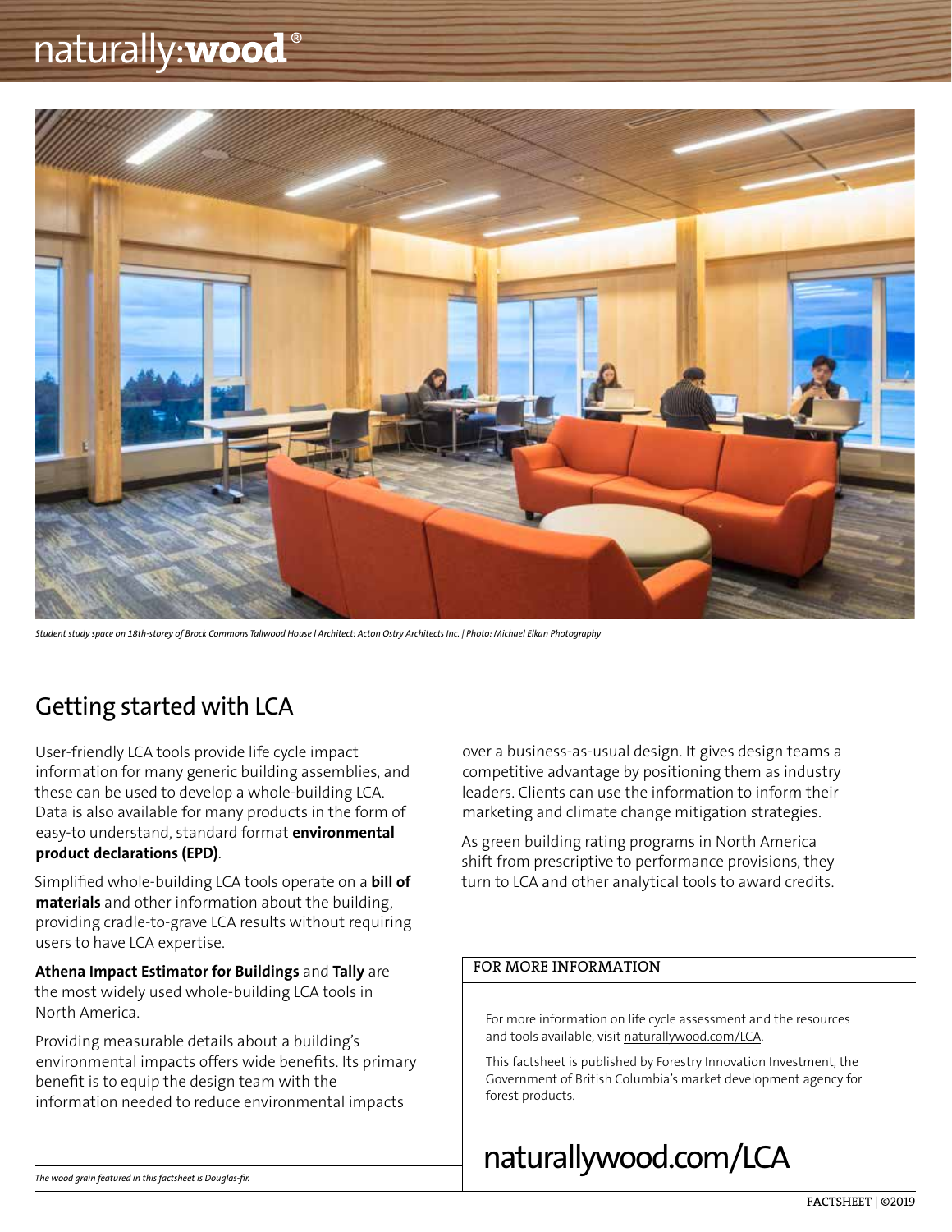*Student study space on 18th-storey of Brock Commons Tallwood House | Architect: Acton Ostry Architects Inc. | Photo: Michael Elkan Photography*

## Getting started with LCA

User-friendly LCA tools provide life cycle impact information for many generic building assemblies, and these can be used to develop a whole-building LCA. Data is also available for many products in the form of easy-to understand, standard format **environmental product declarations (EPD)**.

Simplified whole-building LCA tools operate on a **bill of materials** and other information about the building, providing cradle-to-grave LCA results without requiring users to have LCA expertise.

**Athena Impact Estimator for Buildings** and **Tally** are the most widely used whole-building LCA tools in North America.

Providing measurable details about a building's environmental impacts offers wide benefits. Its primary benefit is to equip the design team with the information needed to reduce environmental impacts over a business-as-usual design. It gives design teams a competitive advantage by positioning them as industry leaders. Clients can use the information to inform their marketing and climate change mitigation strategies.

As green building rating programs in North America shift from prescriptive to performance provisions, they turn to LCA and other analytical tools to award credits.

### FOR MORE INFORMATION

For more information on life cycle assessment and the resources and tools available, visit naturallywood.com/LCA.

This factsheet is published by Forestry Innovation Investment, the Government of British Columbia's market development agency for forest products.

## naturallywood.com/LCA

*The wood grain featured in this factsheet is Douglas-fir.*

FACTSHEET | ©2019